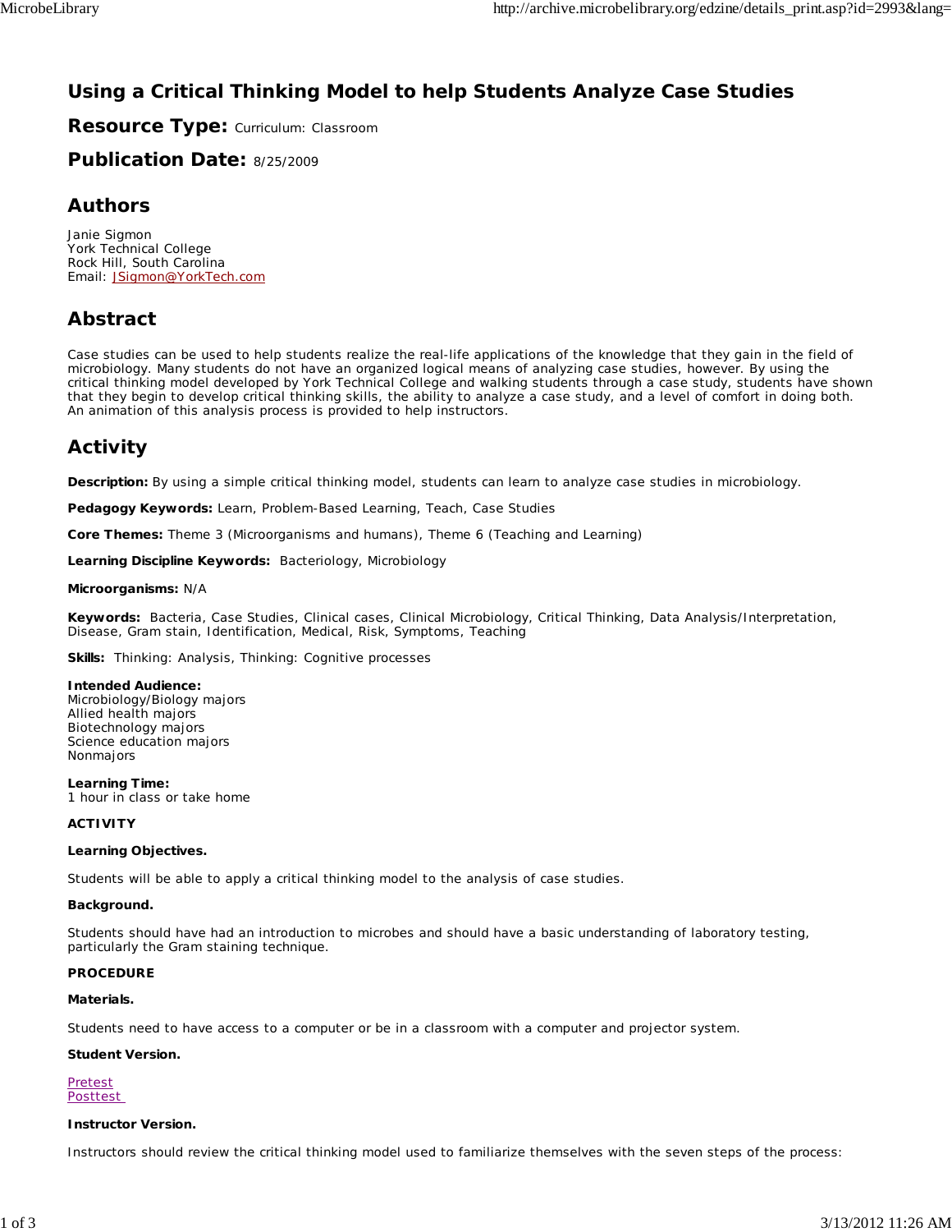# Using a Critical Thinking Model to help Students Analyze Case Studies

## Resource Type: Curriculum: Classroom

## Publication Date: 8/25/2009

## Authors

Janie Sigmon  
York Technical College  
Rock Hill, South Carolina  
Email: JSigmon@YorkTech.com

## Abstract

Case studies can be used to help students realize the real-life applications of the knowledge that they gain in the field of microbiology. Many students do not have an organized logical means of analyzing case studies, however. By using the critical thinking model developed by York Technical College and walking students through a case study, students have shown that they begin to develop critical thinking skills, the ability to analyze a case study, and a level of comfort in doing both. An animation of this analysis process is provided to help instructors.

## Activity

**Description:** By using a simple critical thinking model, students can learn to analyze case studies in microbiology.

**Pedagogy Keywords:** Learn, Problem-Based Learning, Teach, Case Studies

**Core Themes:** Theme 3 (Microorganisms and humans), Theme 6 (Teaching and Learning)

**Learning Discipline Keywords:** Bacteriology, Microbiology

**Microorganisms:** N/A

**Keywords:** Bacteria, Case Studies, Clinical cases, Clinical Microbiology, Critical Thinking, Data Analysis/Interpretation, Disease, Gram stain, Identification, Medical, Risk, Symptoms, Teaching

**Skills:** Thinking: Analysis, Thinking: Cognitive processes

**Intended Audience:**  
Microbiology/Biology majors  
Allied health majors  
Biotechnology majors  
Science education majors  
Nonmajors

**Learning Time:**  
1 hour in class or take home

**ACTIVITY**

**Learning Objectives.**

Students will be able to apply a critical thinking model to the analysis of case studies.

**Background.**

Students should have had an introduction to microbes and should have a basic understanding of laboratory testing, particularly the Gram staining technique.

**PROCEDURE**

**Materials.**

Students need to have access to a computer or be in a classroom with a computer and projector system.

**Student Version.**

Pretest  
Posttest

**Instructor Version.**

Instructors should review the critical thinking model used to familiarize themselves with the seven steps of the process: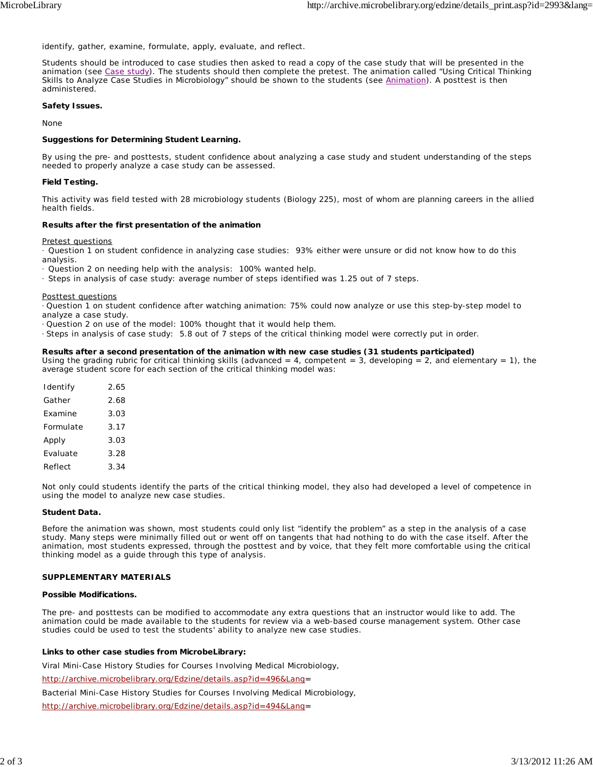identify, gather, examine, formulate, apply, evaluate, and reflect.

Students should be introduced to case studies then asked to read a copy of the case study that will be presented in the animation (see Case study). The students should then complete the pretest. The animation called "Using Critical Thinking Skills to Analyze Case Studies in Microbiology" should be shown to the students (see Animation). A posttest is then administered.

**Safety Issues.**

None

**Suggestions for Determining Student Learning.**

By using the pre- and posttests, student confidence about analyzing a case study and student understanding of the steps needed to properly analyze a case study can be assessed.

**Field Testing.**

This activity was field tested with 28 microbiology students (Biology 225), most of whom are planning careers in the allied health fields.

**Results after the first presentation of the animation**

Pretest questions

- Question 1 on student confidence in analyzing case studies: 93% either were unsure or did not know how to do this analysis.
- Question 2 on needing help with the analysis: 100% wanted help.
- Steps in analysis of case study: average number of steps identified was 1.25 out of 7 steps.

Posttest questions

- Question 1 on student confidence after watching animation: 75% could now analyze or use this step-by-step model to analyze a case study.
- Question 2 on use of the model: 100% thought that it would help them.
- Steps in analysis of case study: 5.8 out of 7 steps of the critical thinking model were correctly put in order.

**Results after a second presentation of the animation with new case studies (31 students participated)**

Using the grading rubric for critical thinking skills (advanced = 4, competent = 3, developing = 2, and elementary = 1), the average student score for each section of the critical thinking model was:

| | |
|---|---|
| Identify | 2.65 |
| Gather | 2.68 |
| Examine | 3.03 |
| Formulate | 3.17 |
| Apply | 3.03 |
| Evaluate | 3.28 |
| Reflect | 3.34 |

Not only could students identify the parts of the critical thinking model, they also had developed a level of competence in using the model to analyze new case studies.

**Student Data.**

Before the animation was shown, most students could only list "identify the problem" as a step in the analysis of a case study. Many steps were minimally filled out or went off on tangents that had nothing to do with the case itself. After the animation, most students expressed, through the posttest and by voice, that they felt more comfortable using the critical thinking model as a guide through this type of analysis.

**SUPPLEMENTARY MATERIALS**

**Possible Modifications.**

The pre- and posttests can be modified to accommodate any extra questions that an instructor would like to add. The animation could be made available to the students for review via a web-based course management system. Other case studies could be used to test the students' ability to analyze new case studies.

**Links to other case studies from MicrobeLibrary:**

Viral Mini-Case History Studies for Courses Involving Medical Microbiology,

http://archive.microbelibrary.org/Edzine/details.asp?id=496&Lang=

Bacterial Mini-Case History Studies for Courses Involving Medical Microbiology,

http://archive.microbelibrary.org/Edzine/details.asp?id=494&Lang=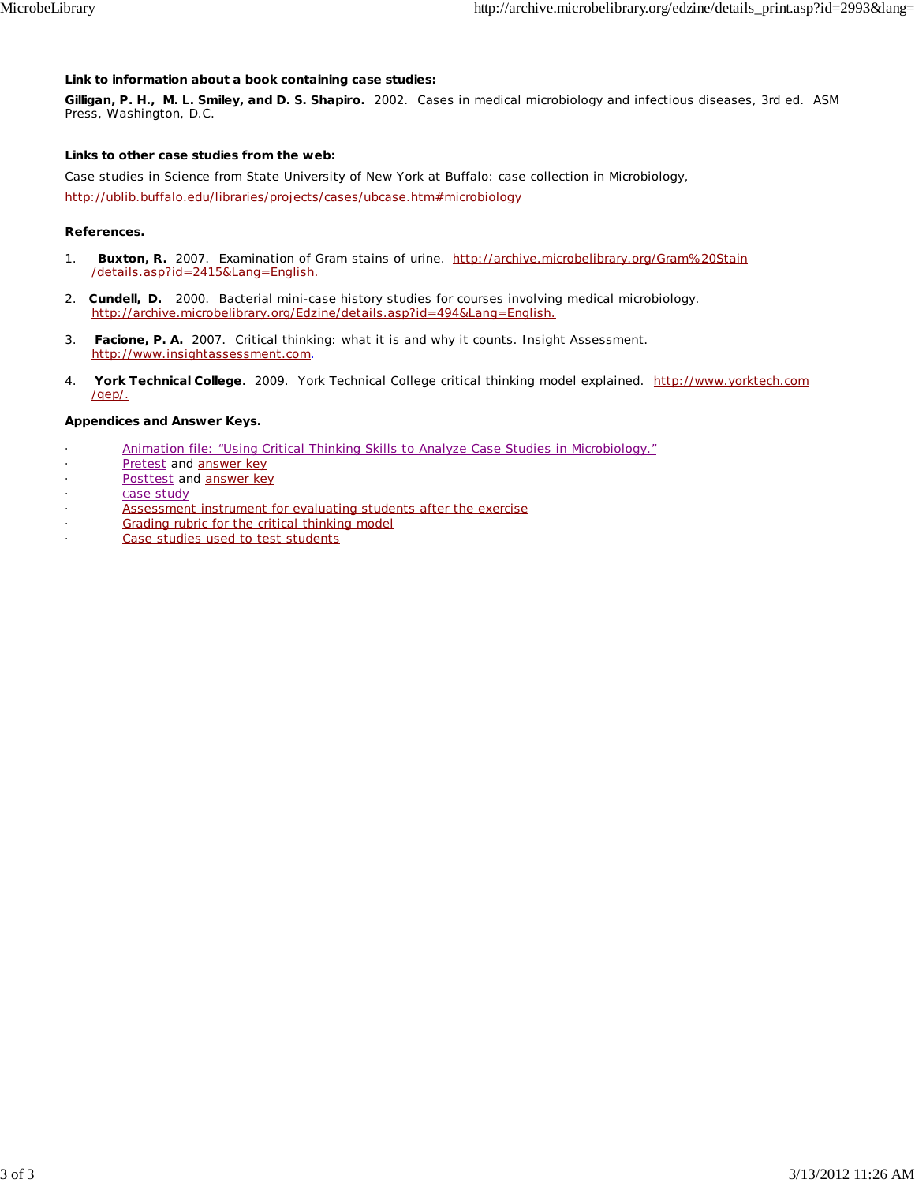**Link to information about a book containing case studies:**

**Gilligan, P. H., M. L. Smiley, and D. S. Shapiro.** 2002. Cases in medical microbiology and infectious diseases, 3rd ed. ASM Press, Washington, D.C.

**Links to other case studies from the web:**

Case studies in Science from State University of New York at Buffalo: case collection in Microbiology,

http://ublib.buffalo.edu/libraries/projects/cases/ubcase.htm#microbiology

**References.**

1. **Buxton, R.** 2007. Examination of Gram stains of urine. http://archive.microbelibrary.org/Gram%20Stain/details.asp?id=2415&Lang=English.

2. **Cundell, D.** 2000. Bacterial mini-case history studies for courses involving medical microbiology. http://archive.microbelibrary.org/Edzine/details.asp?id=494&Lang=English.

3. **Facione, P. A.** 2007. Critical thinking: what it is and why it counts. Insight Assessment. http://www.insightassessment.com.

4. **York Technical College.** 2009. York Technical College critical thinking model explained. http://www.yorktech.com/gep/.

**Appendices and Answer Keys.**

- Animation file: "Using Critical Thinking Skills to Analyze Case Studies in Microbiology."
- Pretest and answer key
- Posttest and answer key
- Case study
- Assessment instrument for evaluating students after the exercise
- Grading rubric for the critical thinking model
- Case studies used to test students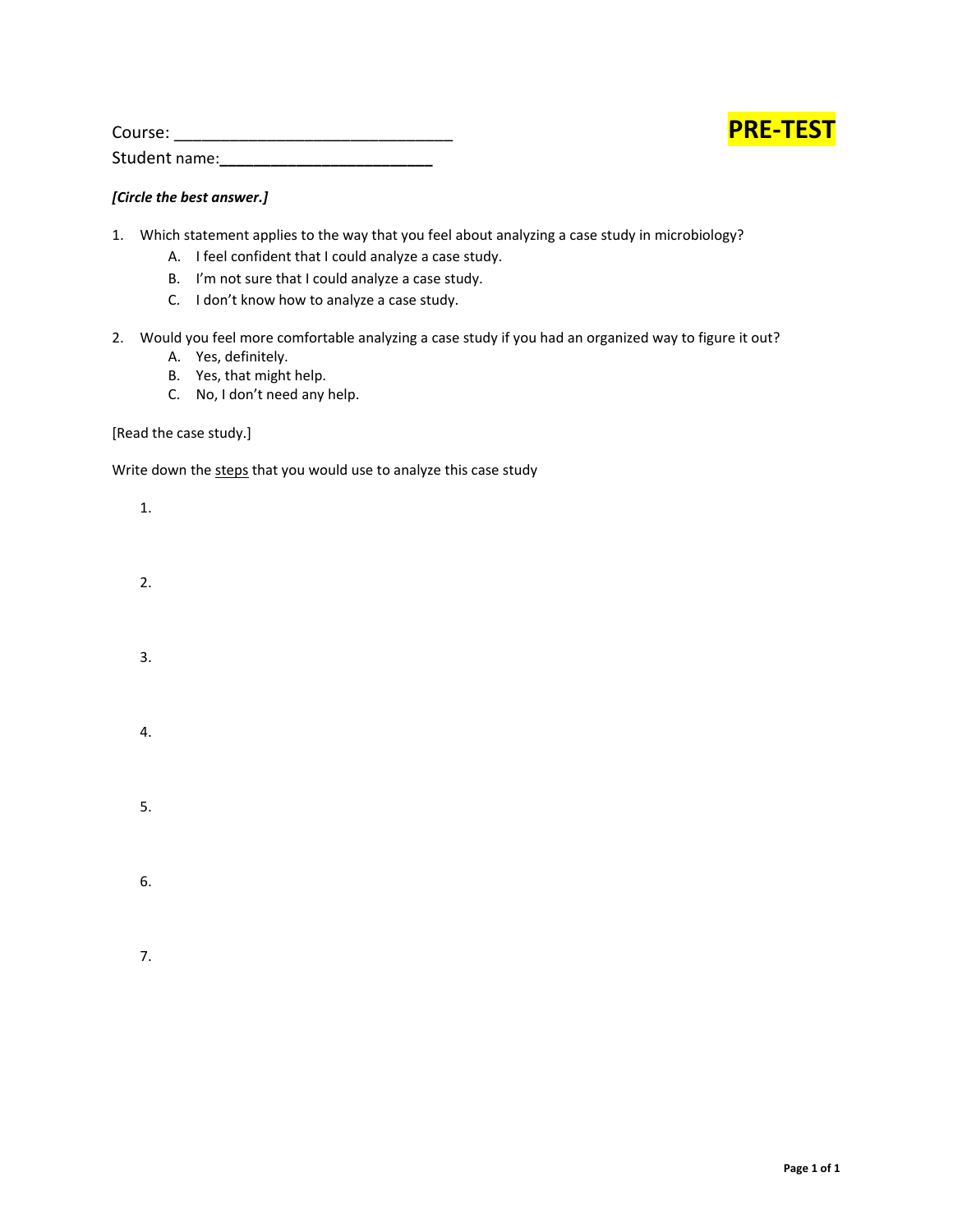Course: ______________________________

Student name:________________________

**PRE-TEST**

***[Circle the best answer.]***

1. Which statement applies to the way that you feel about analyzing a case study in microbiology?
    - A. I feel confident that I could analyze a case study.
    - B. I'm not sure that I could analyze a case study.
    - C. I don't know how to analyze a case study.

2. Would you feel more comfortable analyzing a case study if you had an organized way to figure it out?
    - A. Yes, definitely.
    - B. Yes, that might help.
    - C. No, I don't need any help.

[Read the case study.]

Write down the <u>steps</u> that you would use to analyze this case study

1.

2.

3.

4.

5.

6.

7.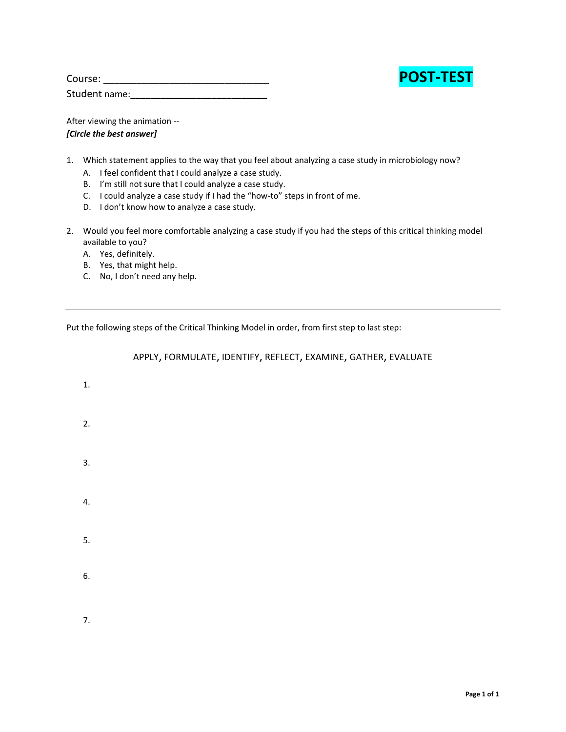Course: ______________________________

Student name:________________________

**POST-TEST**

After viewing the animation --

***[Circle the best answer]***

1. Which statement applies to the way that you feel about analyzing a case study in microbiology now?
   A. I feel confident that I could analyze a case study.
   B. I'm still not sure that I could analyze a case study.
   C. I could analyze a case study if I had the "how-to" steps in front of me.
   D. I don't know how to analyze a case study.

2. Would you feel more comfortable analyzing a case study if you had the steps of this critical thinking model available to you?
   A. Yes, definitely.
   B. Yes, that might help.
   C. No, I don't need any help.

---

Put the following steps of the Critical Thinking Model in order, from first step to last step:

APPLY, FORMULATE, IDENTIFY, REFLECT, EXAMINE, GATHER, EVALUATE

1.

2.

3.

4.

5.

6.

7.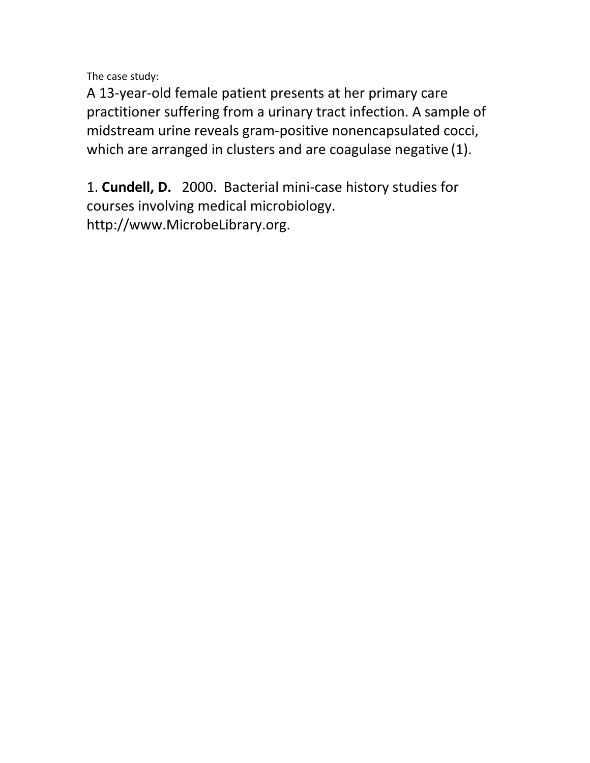The case study:

A 13-year-old female patient presents at her primary care practitioner suffering from a urinary tract infection. A sample of midstream urine reveals gram-positive nonencapsulated cocci, which are arranged in clusters and are coagulase negative (1).

1. **Cundell, D.** 2000. Bacterial mini-case history studies for courses involving medical microbiology. http://www.MicrobeLibrary.org.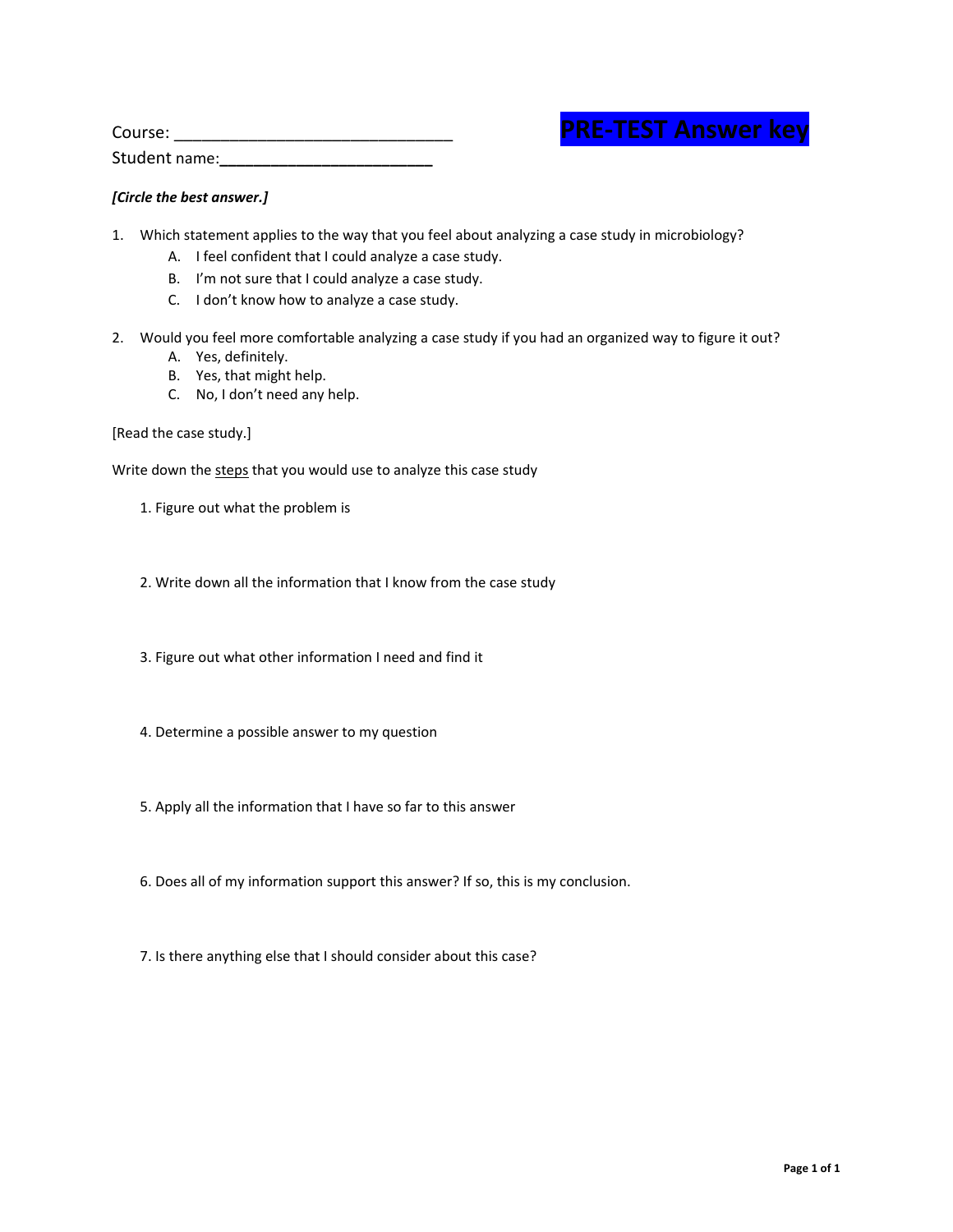Course: ______________________________

Student name:________________________

# PRE-TEST Answer key

***[Circle the best answer.]***

1. Which statement applies to the way that you feel about analyzing a case study in microbiology?
   - A. I feel confident that I could analyze a case study.
   - B. I'm not sure that I could analyze a case study.
   - C. I don't know how to analyze a case study.

2. Would you feel more comfortable analyzing a case study if you had an organized way to figure it out?
   - A. Yes, definitely.
   - B. Yes, that might help.
   - C. No, I don't need any help.

[Read the case study.]

Write down the steps that you would use to analyze this case study

1. Figure out what the problem is

2. Write down all the information that I know from the case study

3. Figure out what other information I need and find it

4. Determine a possible answer to my question

5. Apply all the information that I have so far to this answer

6. Does all of my information support this answer? If so, this is my conclusion.

7. Is there anything else that I should consider about this case?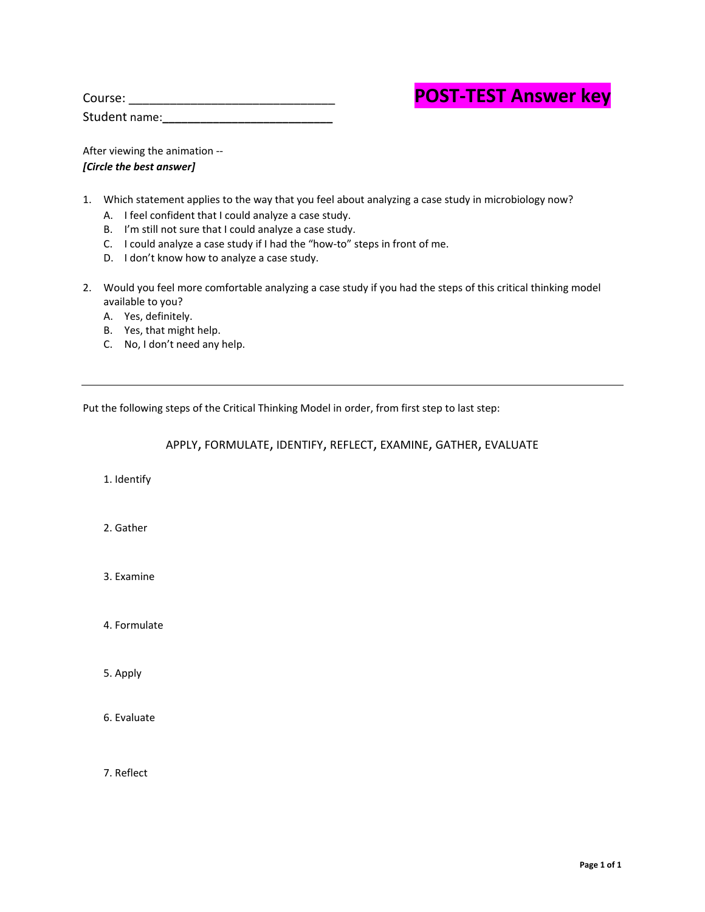Course: ______________________________

Student name:________________________

# POST-TEST Answer key

After viewing the animation --

***[Circle the best answer]***

1. Which statement applies to the way that you feel about analyzing a case study in microbiology now?
   - A. I feel confident that I could analyze a case study.
   - B. I'm still not sure that I could analyze a case study.
   - C. I could analyze a case study if I had the "how-to" steps in front of me.
   - D. I don't know how to analyze a case study.

2. Would you feel more comfortable analyzing a case study if you had the steps of this critical thinking model available to you?
   - A. Yes, definitely.
   - B. Yes, that might help.
   - C. No, I don't need any help.

---

Put the following steps of the Critical Thinking Model in order, from first step to last step:

APPLY, FORMULATE, IDENTIFY, REFLECT, EXAMINE, GATHER, EVALUATE

1. Identify

2. Gather

3. Examine

4. Formulate

5. Apply

6. Evaluate

7. Reflect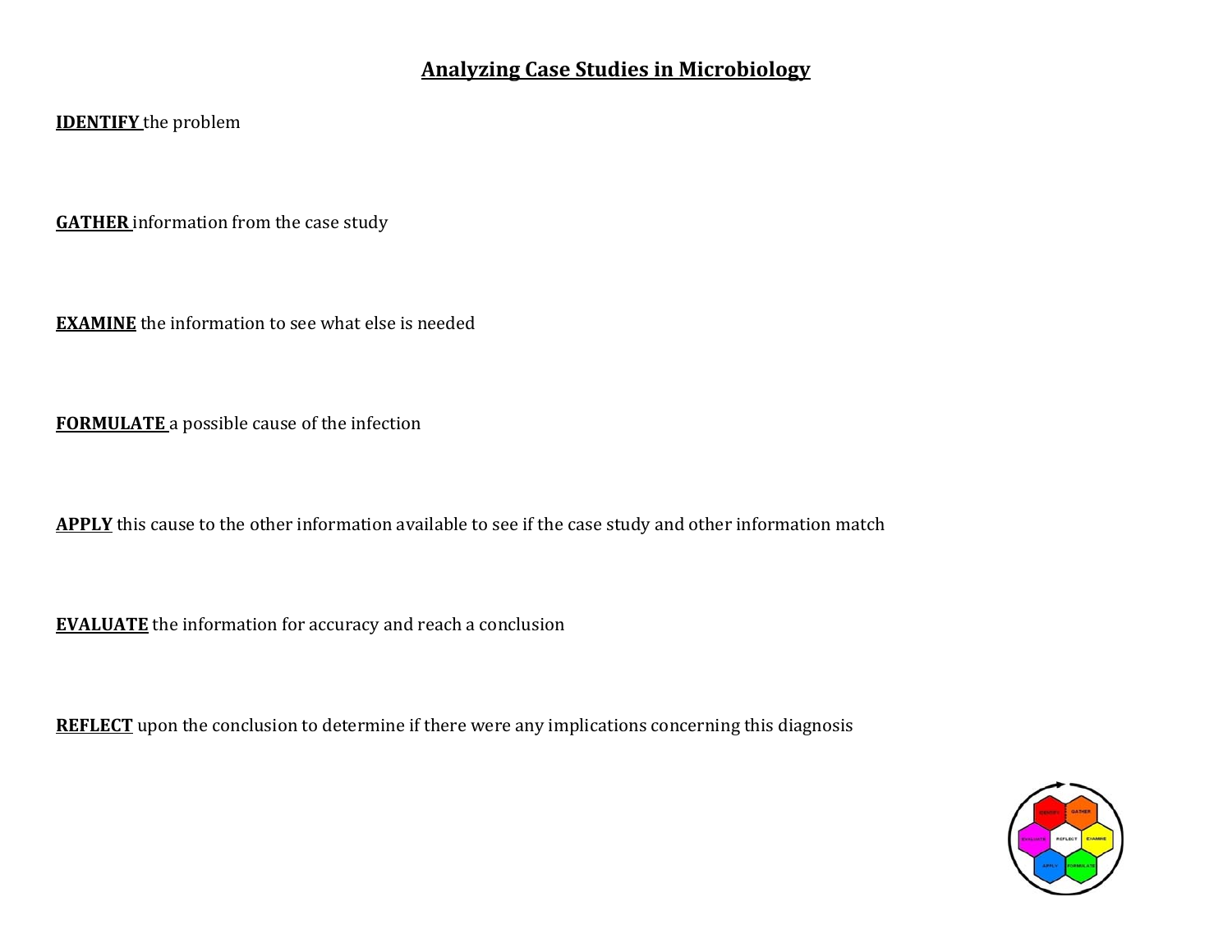# Analyzing Case Studies in Microbiology

**IDENTIFY** the problem

**GATHER** information from the case study

**EXAMINE** the information to see what else is needed

**FORMULATE** a possible cause of the infection

**APPLY** this cause to the other information available to see if the case study and other information match

**EVALUATE** the information for accuracy and reach a conclusion

**REFLECT** upon the conclusion to determine if there were any implications concerning this diagnosis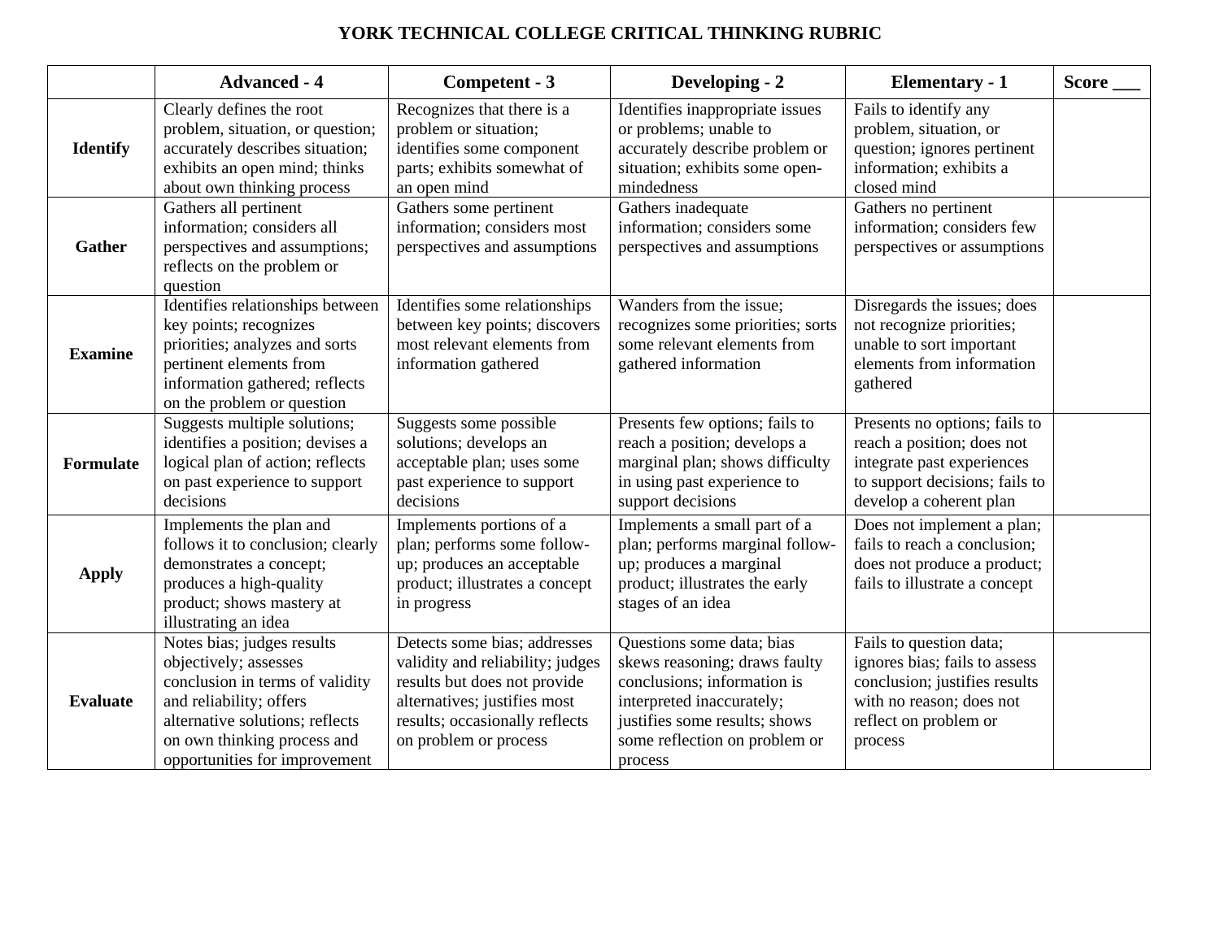# YORK TECHNICAL COLLEGE CRITICAL THINKING RUBRIC

| | Advanced - 4 | Competent - 3 | Developing - 2 | Elementary - 1 | Score ___ |
|---|---|---|---|---|---|
| **Identify** | Clearly defines the root problem, situation, or question; accurately describes situation; exhibits an open mind; thinks about own thinking process | Recognizes that there is a problem or situation; identifies some component parts; exhibits somewhat of an open mind | Identifies inappropriate issues or problems; unable to accurately describe problem or situation; exhibits some open-mindedness | Fails to identify any problem, situation, or question; ignores pertinent information; exhibits a closed mind | |
| **Gather** | Gathers all pertinent information; considers all perspectives and assumptions; reflects on the problem or question | Gathers some pertinent information; considers most perspectives and assumptions | Gathers inadequate information; considers some perspectives and assumptions | Gathers no pertinent information; considers few perspectives or assumptions | |
| **Examine** | Identifies relationships between key points; recognizes priorities; analyzes and sorts pertinent elements from information gathered; reflects on the problem or question | Identifies some relationships between key points; discovers most relevant elements from information gathered | Wanders from the issue; recognizes some priorities; sorts some relevant elements from gathered information | Disregards the issues; does not recognize priorities; unable to sort important elements from information gathered | |
| **Formulate** | Suggests multiple solutions; identifies a position; devises a logical plan of action; reflects on past experience to support decisions | Suggests some possible solutions; develops an acceptable plan; uses some past experience to support decisions | Presents few options; fails to reach a position; develops a marginal plan; shows difficulty in using past experience to support decisions | Presents no options; fails to reach a position; does not integrate past experiences to support decisions; fails to develop a coherent plan | |
| **Apply** | Implements the plan and follows it to conclusion; clearly demonstrates a concept; produces a high-quality product; shows mastery at illustrating an idea | Implements portions of a plan; performs some follow-up; produces an acceptable product; illustrates a concept in progress | Implements a small part of a plan; performs marginal follow-up; produces a marginal product; illustrates the early stages of an idea | Does not implement a plan; fails to reach a conclusion; does not produce a product; fails to illustrate a concept | |
| **Evaluate** | Notes bias; judges results objectively; assesses conclusion in terms of validity and reliability; offers alternative solutions; reflects on own thinking process and opportunities for improvement | Detects some bias; addresses validity and reliability; judges results but does not provide alternatives; justifies most results; occasionally reflects on problem or process | Questions some data; bias skews reasoning; draws faulty conclusions; information is interpreted inaccurately; justifies some results; shows some reflection on problem or process | Fails to question data; ignores bias; fails to assess conclusion; justifies results with no reason; does not reflect on problem or process | |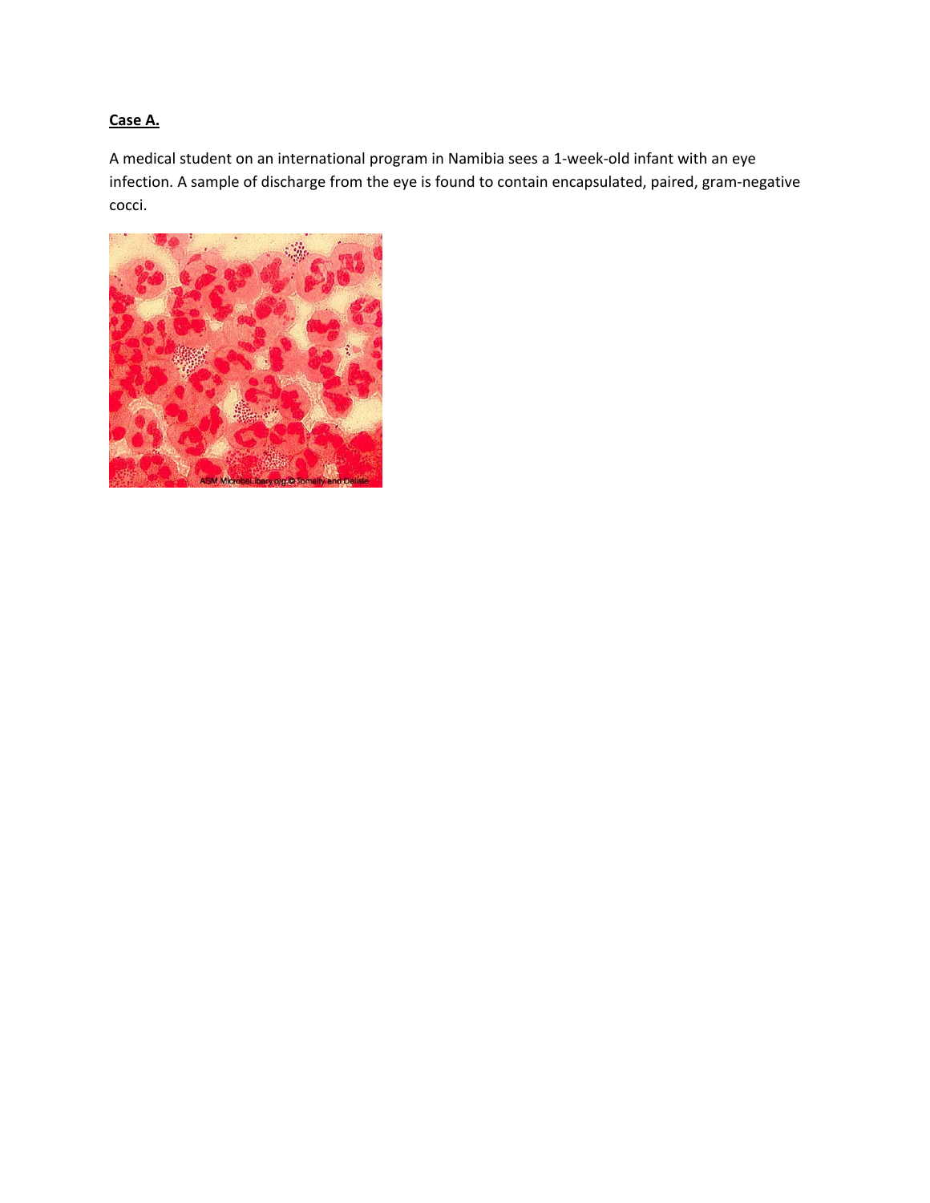**Case A.**

A medical student on an international program in Namibia sees a 1-week-old infant with an eye infection. A sample of discharge from the eye is found to contain encapsulated, paired, gram-negative cocci.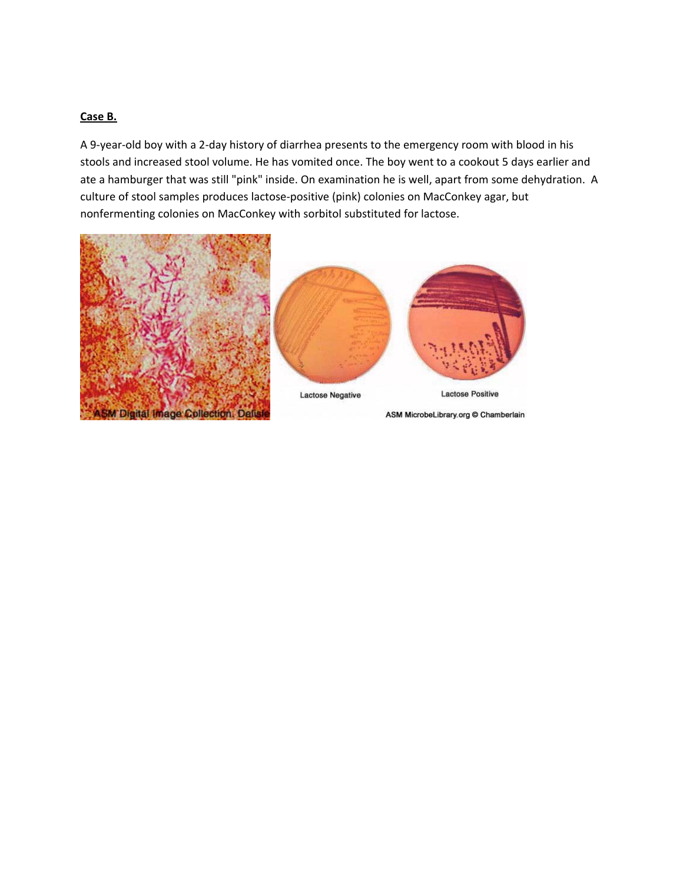**Case B.**

A 9-year-old boy with a 2-day history of diarrhea presents to the emergency room with blood in his stools and increased stool volume. He has vomited once. The boy went to a cookout 5 days earlier and ate a hamburger that was still "pink" inside. On examination he is well, apart from some dehydration. A culture of stool samples produces lactose-positive (pink) colonies on MacConkey agar, but nonfermenting colonies on MacConkey with sorbitol substituted for lactose.

ASM Digital Image Collection. Delisle

Lactose Negative

Lactose Positive

ASM MicrobeLibrary.org © Chamberlain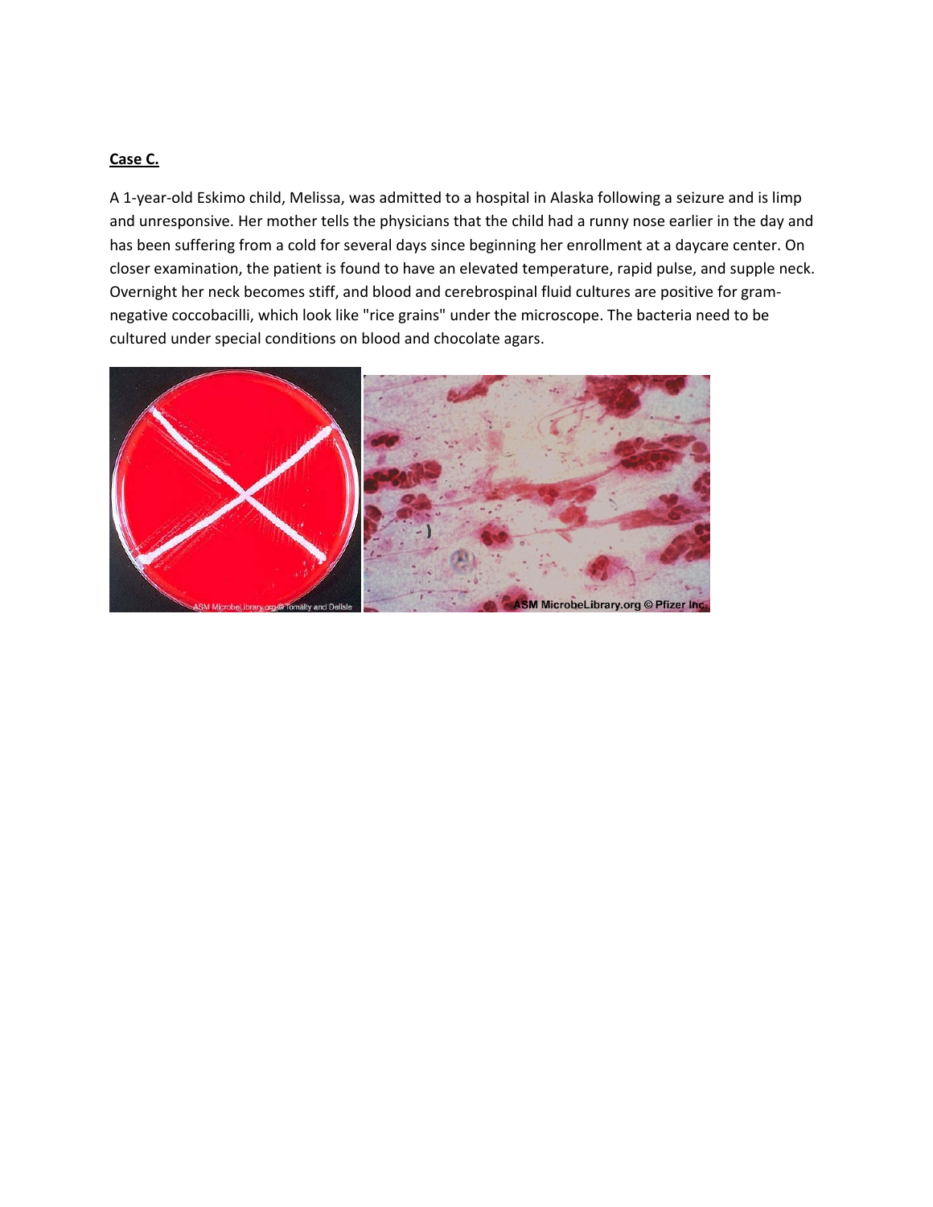**Case C.**

A 1-year-old Eskimo child, Melissa, was admitted to a hospital in Alaska following a seizure and is limp and unresponsive. Her mother tells the physicians that the child had a runny nose earlier in the day and has been suffering from a cold for several days since beginning her enrollment at a daycare center. On closer examination, the patient is found to have an elevated temperature, rapid pulse, and supple neck. Overnight her neck becomes stiff, and blood and cerebrospinal fluid cultures are positive for gram-negative coccobacilli, which look like "rice grains" under the microscope. The bacteria need to be cultured under special conditions on blood and chocolate agars.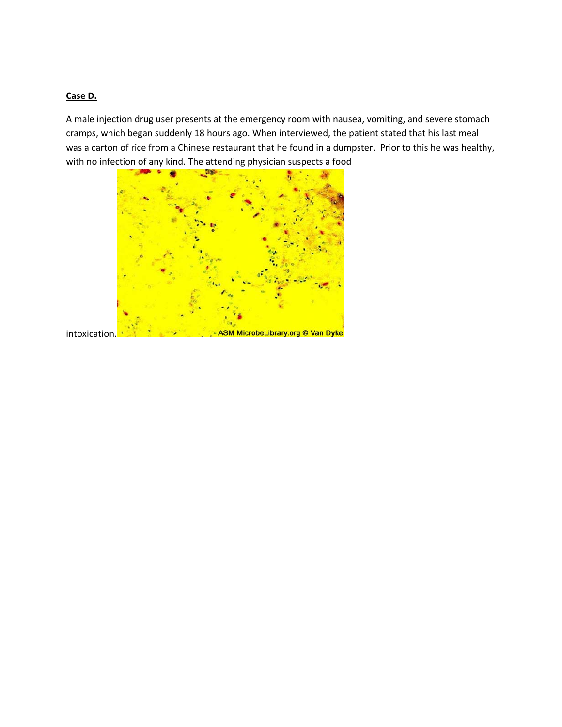**Case D.**

A male injection drug user presents at the emergency room with nausea, vomiting, and severe stomach cramps, which began suddenly 18 hours ago. When interviewed, the patient stated that his last meal was a carton of rice from a Chinese restaurant that he found in a dumpster. Prior to this he was healthy, with no infection of any kind. The attending physician suspects a food intoxication.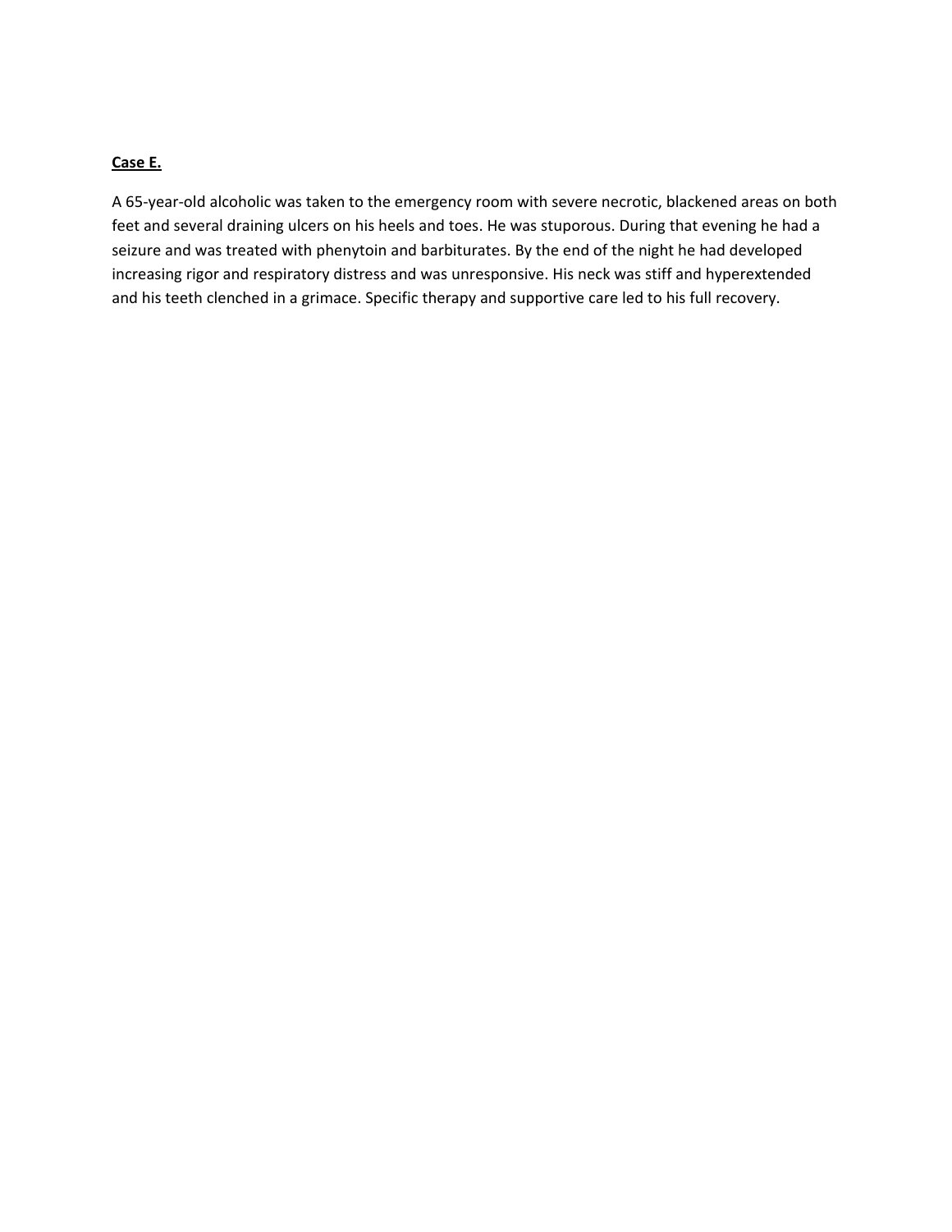**Case E.**

A 65-year-old alcoholic was taken to the emergency room with severe necrotic, blackened areas on both feet and several draining ulcers on his heels and toes. He was stuporous. During that evening he had a seizure and was treated with phenytoin and barbiturates. By the end of the night he had developed increasing rigor and respiratory distress and was unresponsive. His neck was stiff and hyperextended and his teeth clenched in a grimace. Specific therapy and supportive care led to his full recovery.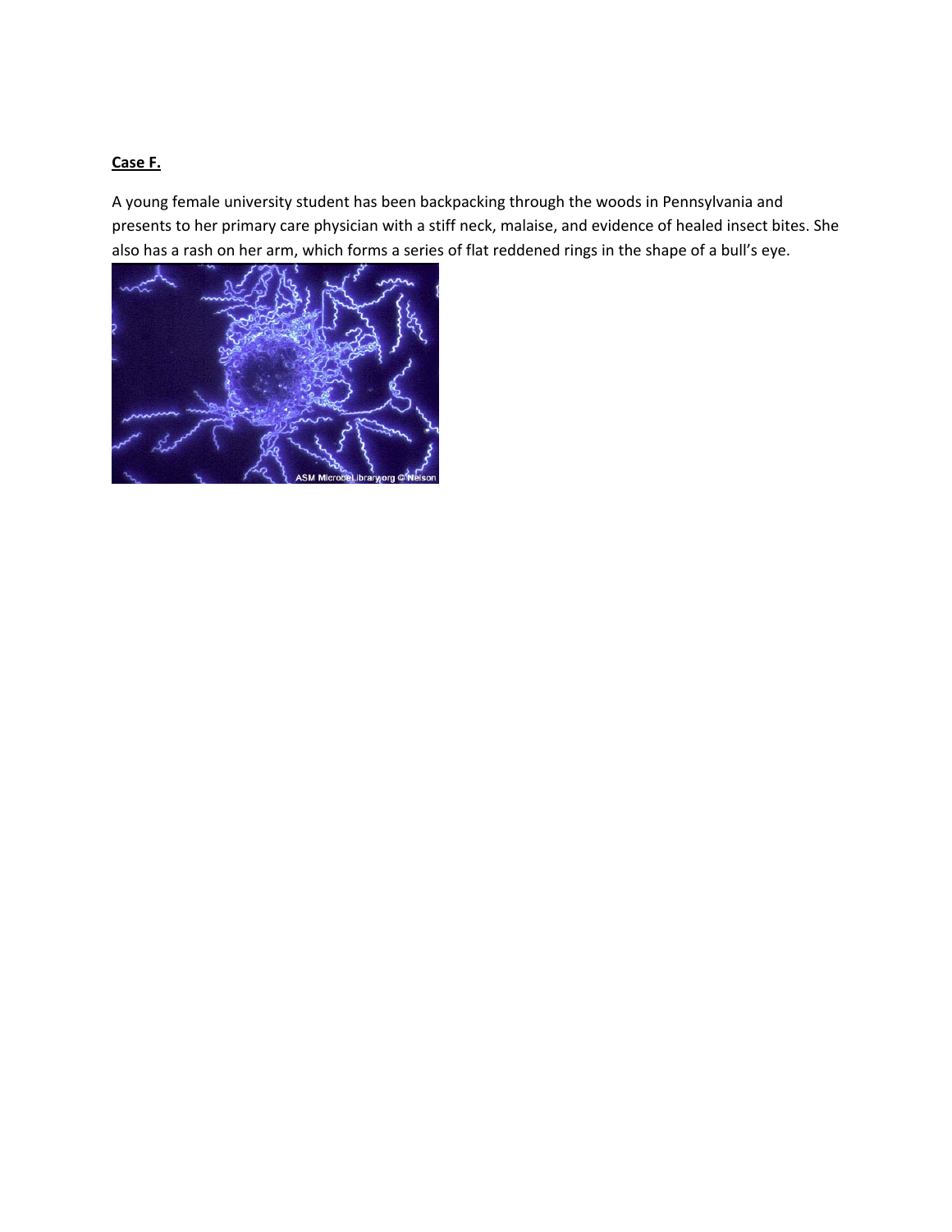**Case F.**

A young female university student has been backpacking through the woods in Pennsylvania and presents to her primary care physician with a stiff neck, malaise, and evidence of healed insect bites. She also has a rash on her arm, which forms a series of flat reddened rings in the shape of a bull's eye.